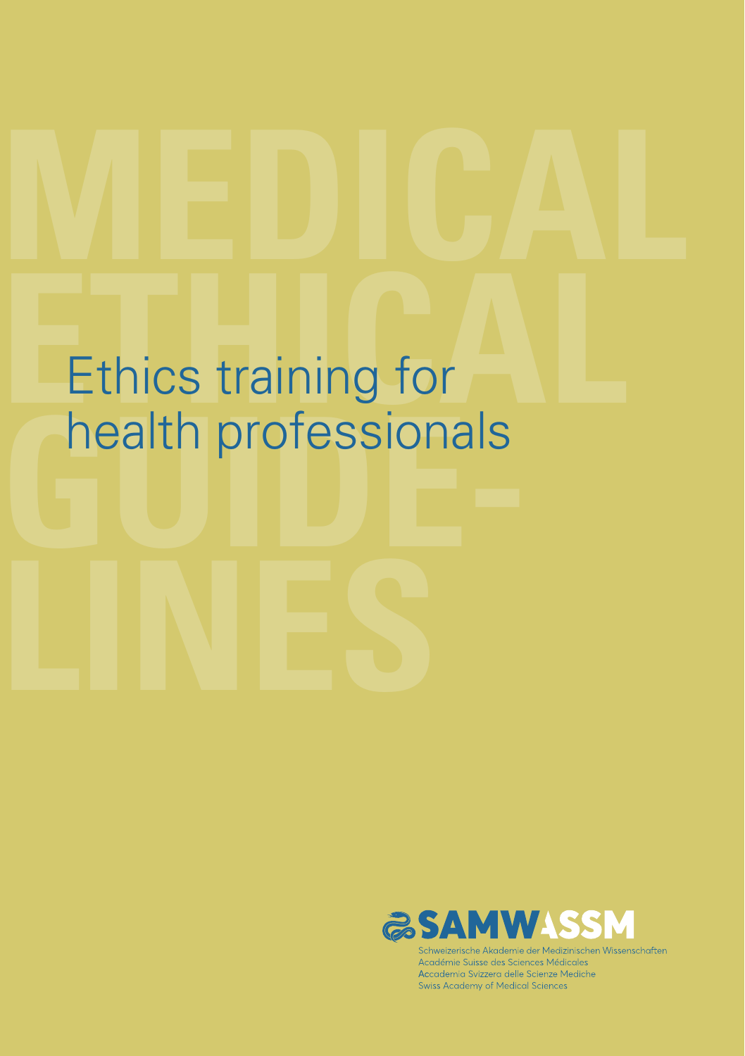MEDICAL ETHICAL GUIDE-LINES

# Ethics training for health professionals

SAMW ASSM

Schweizerische Akademie der Medizinischen Wissenschaften
Académie Suisse des Sciences Médicales
Accademia Svizzera delle Scienze Mediche
Swiss Academy of Medical Sciences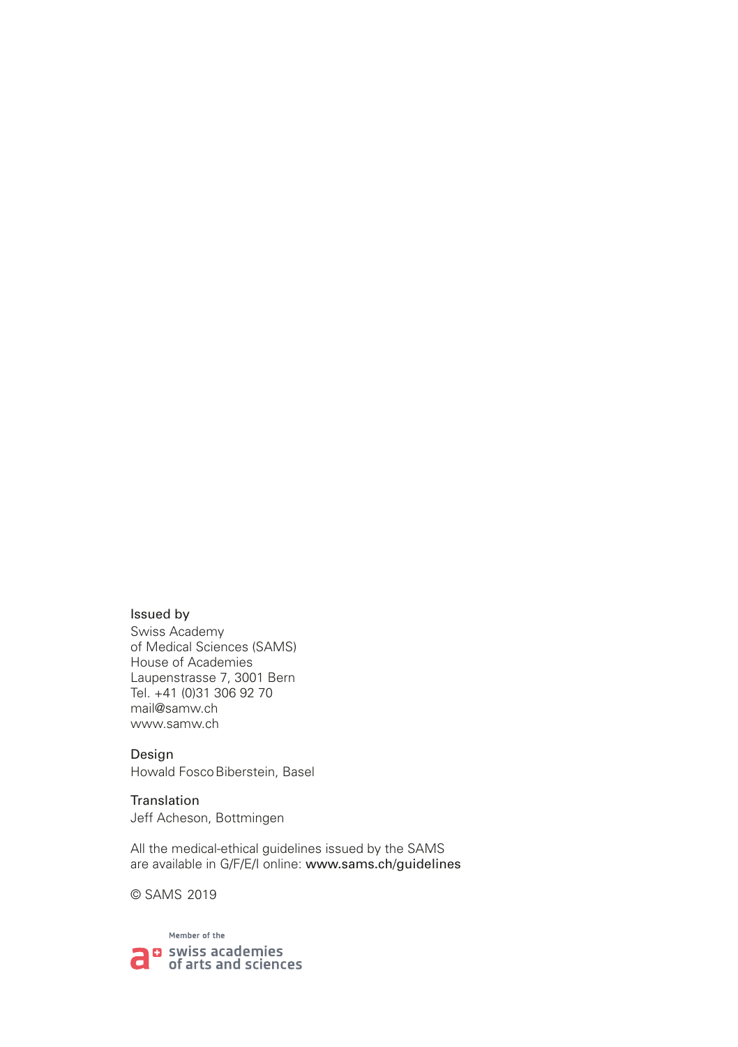**Issued by**
Swiss Academy
of Medical Sciences (SAMS)
House of Academies
Laupenstrasse 7, 3001 Bern
Tel. +41 (0)31 306 92 70
mail@samw.ch
www.samw.ch

**Design**
Howald Fosco Biberstein, Basel

**Translation**
Jeff Acheson, Bottmingen

All the medical-ethical guidelines issued by the SAMS
are available in G/F/E/I online: **www.sams.ch/guidelines**

© SAMS 2019

Member of the
swiss academies
of arts and sciences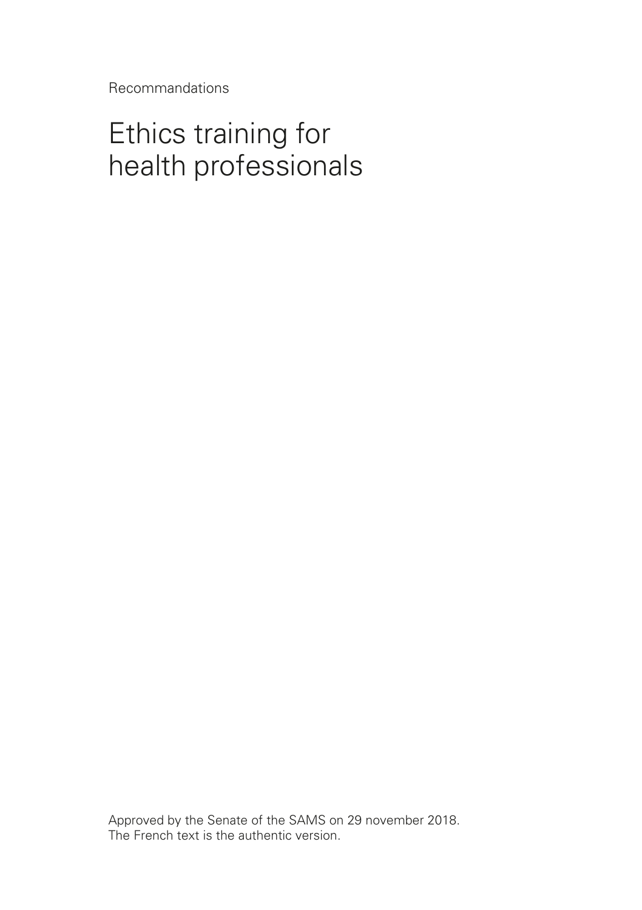Recommandations

# Ethics training for health professionals

Approved by the Senate of the SAMS on 29 november 2018.
The French text is the authentic version.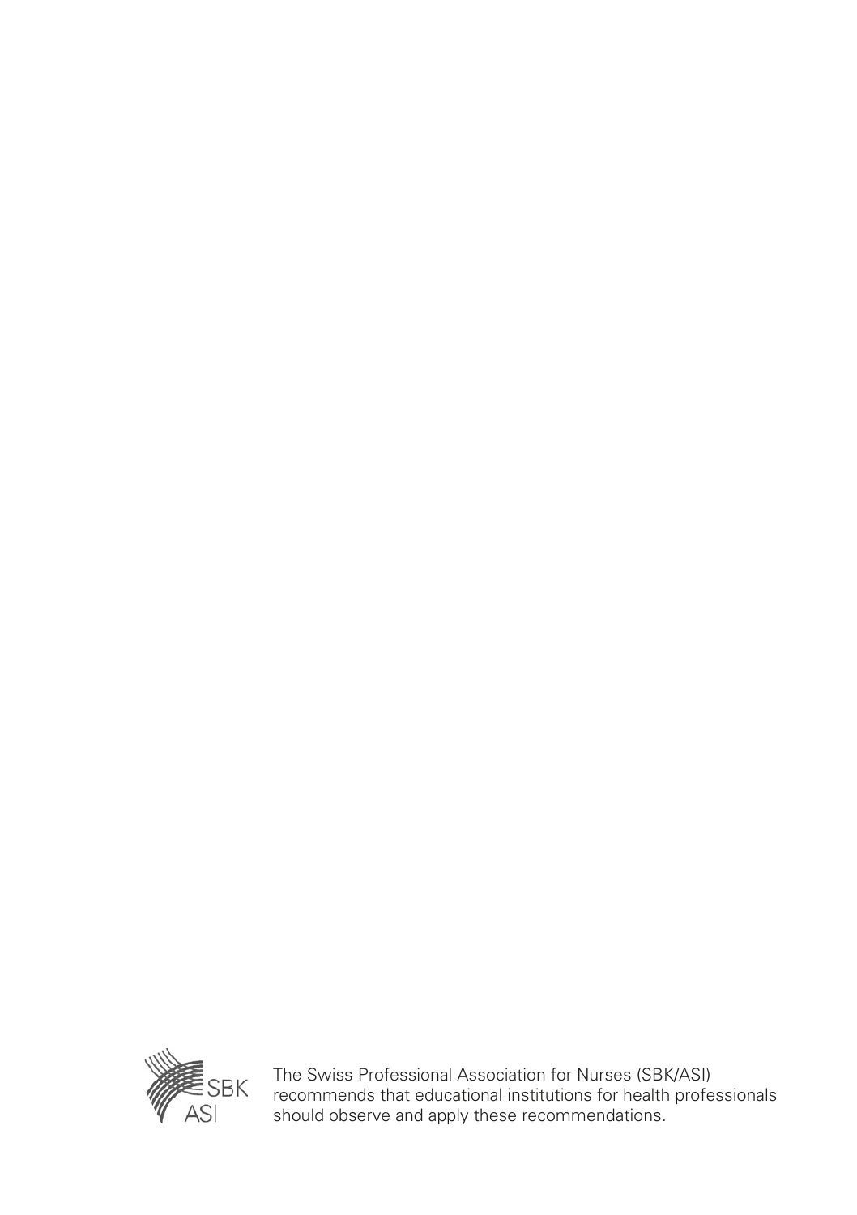SBK
ASI

The Swiss Professional Association for Nurses (SBK/ASI) recommends that educational institutions for health professionals should observe and apply these recommendations.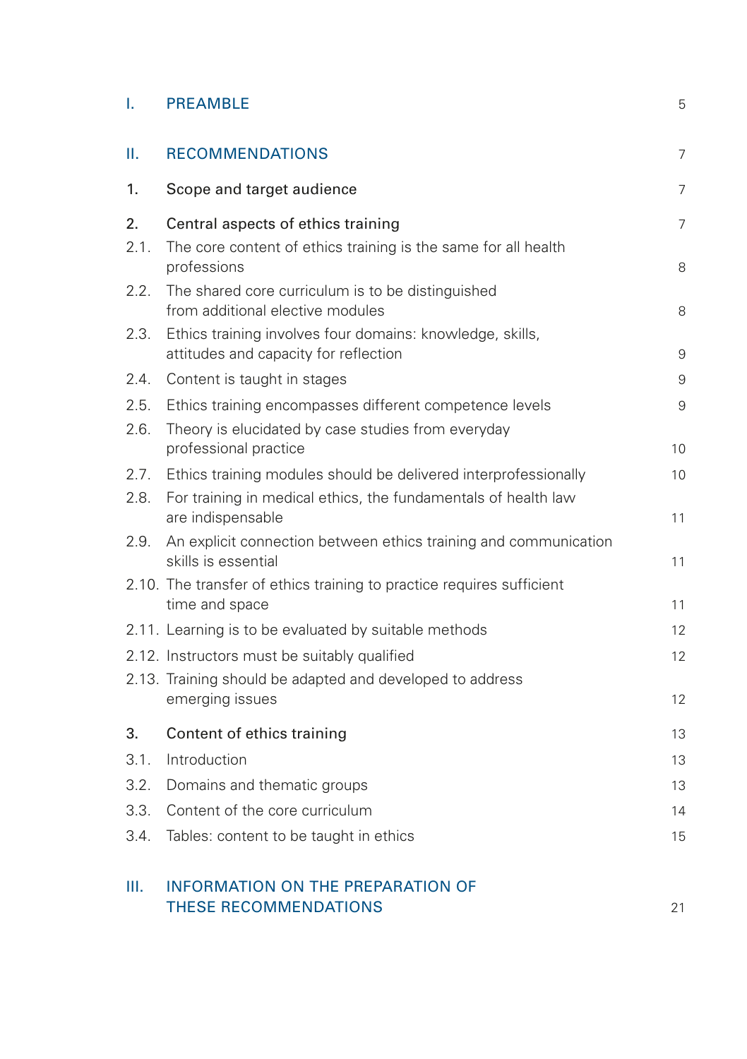| | | |
|---|---|---|
| I. | PREAMBLE | 5 |
| II. | RECOMMENDATIONS | 7 |
| 1. | Scope and target audience | 7 |
| 2. | Central aspects of ethics training | 7 |
| 2.1. | The core content of ethics training is the same for all health professions | 8 |
| 2.2. | The shared core curriculum is to be distinguished from additional elective modules | 8 |
| 2.3. | Ethics training involves four domains: knowledge, skills, attitudes and capacity for reflection | 9 |
| 2.4. | Content is taught in stages | 9 |
| 2.5. | Ethics training encompasses different competence levels | 9 |
| 2.6. | Theory is elucidated by case studies from everyday professional practice | 10 |
| 2.7. | Ethics training modules should be delivered interprofessionally | 10 |
| 2.8. | For training in medical ethics, the fundamentals of health law are indispensable | 11 |
| 2.9. | An explicit connection between ethics training and communication skills is essential | 11 |
| 2.10. | The transfer of ethics training to practice requires sufficient time and space | 11 |
| 2.11. | Learning is to be evaluated by suitable methods | 12 |
| 2.12. | Instructors must be suitably qualified | 12 |
| 2.13. | Training should be adapted and developed to address emerging issues | 12 |
| 3. | Content of ethics training | 13 |
| 3.1. | Introduction | 13 |
| 3.2. | Domains and thematic groups | 13 |
| 3.3. | Content of the core curriculum | 14 |
| 3.4. | Tables: content to be taught in ethics | 15 |
| III. | INFORMATION ON THE PREPARATION OF THESE RECOMMENDATIONS | 21 |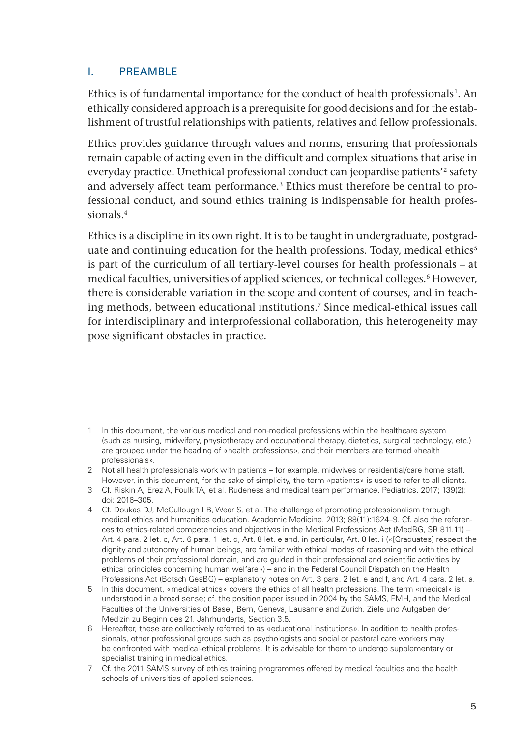## I. PREAMBLE

Ethics is of fundamental importance for the conduct of health professionals[1]. An ethically considered approach is a prerequisite for good decisions and for the establishment of trustful relationships with patients, relatives and fellow professionals.

Ethics provides guidance through values and norms, ensuring that professionals remain capable of acting even in the difficult and complex situations that arise in everyday practice. Unethical professional conduct can jeopardise patients'[2] safety and adversely affect team performance.[3] Ethics must therefore be central to professional conduct, and sound ethics training is indispensable for health professionals.[4]

Ethics is a discipline in its own right. It is to be taught in undergraduate, postgraduate and continuing education for the health professions. Today, medical ethics[5] is part of the curriculum of all tertiary-level courses for health professionals – at medical faculties, universities of applied sciences, or technical colleges.[6] However, there is considerable variation in the scope and content of courses, and in teaching methods, between educational institutions.[7] Since medical-ethical issues call for interdisciplinary and interprofessional collaboration, this heterogeneity may pose significant obstacles in practice.

---

1 In this document, the various medical and non-medical professions within the healthcare system (such as nursing, midwifery, physiotherapy and occupational therapy, dietetics, surgical technology, etc.) are grouped under the heading of «health professions», and their members are termed «health professionals».

2 Not all health professionals work with patients – for example, midwives or residential/care home staff. However, in this document, for the sake of simplicity, the term «patients» is used to refer to all clients.

3 Cf. Riskin A, Erez A, Foulk TA, et al. Rudeness and medical team performance. Pediatrics. 2017; 139(2): doi: 2016–305.

4 Cf. Doukas DJ, McCullough LB, Wear S, et al. The challenge of promoting professionalism through medical ethics and humanities education. Academic Medicine. 2013; 88(11):1624–9. Cf. also the references to ethics-related competencies and objectives in the Medical Professions Act (MedBG, SR 811.11) – Art. 4 para. 2 let. c, Art. 6 para. 1 let. d, Art. 8 let. e and, in particular, Art. 8 let. i («[Graduates] respect the dignity and autonomy of human beings, are familiar with ethical modes of reasoning and with the ethical problems of their professional domain, and are guided in their professional and scientific activities by ethical principles concerning human welfare») – and in the Federal Council Dispatch on the Health Professions Act (Botsch GesBG) – explanatory notes on Art. 3 para. 2 let. e and f, and Art. 4 para. 2 let. a.

5 In this document, «medical ethics» covers the ethics of all health professions. The term «medical» is understood in a broad sense; cf. the position paper issued in 2004 by the SAMS, FMH, and the Medical Faculties of the Universities of Basel, Bern, Geneva, Lausanne and Zurich. Ziele und Aufgaben der Medizin zu Beginn des 21. Jahrhunderts, Section 3.5.

6 Hereafter, these are collectively referred to as «educational institutions». In addition to health professionals, other professional groups such as psychologists and social or pastoral care workers may be confronted with medical-ethical problems. It is advisable for them to undergo supplementary or specialist training in medical ethics.

7 Cf. the 2011 SAMS survey of ethics training programmes offered by medical faculties and the health schools of universities of applied sciences.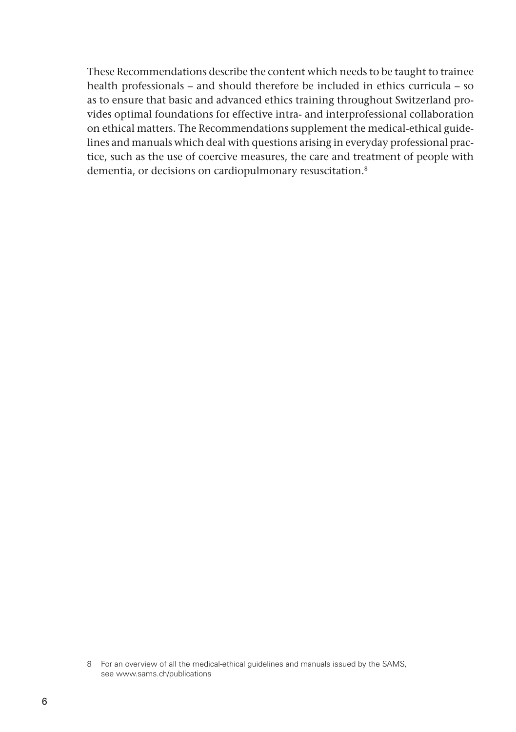These Recommendations describe the content which needs to be taught to trainee health professionals – and should therefore be included in ethics curricula – so as to ensure that basic and advanced ethics training throughout Switzerland provides optimal foundations for effective intra- and interprofessional collaboration on ethical matters. The Recommendations supplement the medical-ethical guidelines and manuals which deal with questions arising in everyday professional practice, such as the use of coercive measures, the care and treatment of people with dementia, or decisions on cardiopulmonary resuscitation.[8]

8 For an overview of all the medical-ethical guidelines and manuals issued by the SAMS, see www.sams.ch/publications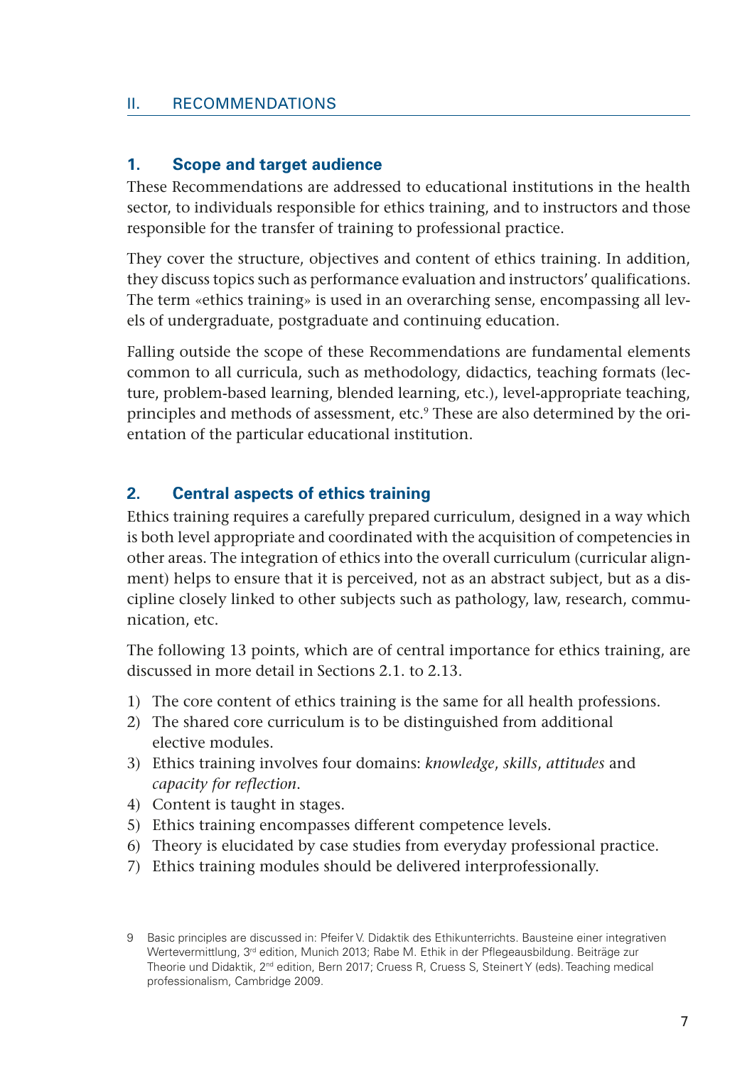## II. RECOMMENDATIONS

### 1. Scope and target audience

These Recommendations are addressed to educational institutions in the health sector, to individuals responsible for ethics training, and to instructors and those responsible for the transfer of training to professional practice.

They cover the structure, objectives and content of ethics training. In addition, they discuss topics such as performance evaluation and instructors' qualifications. The term «ethics training» is used in an overarching sense, encompassing all levels of undergraduate, postgraduate and continuing education.

Falling outside the scope of these Recommendations are fundamental elements common to all curricula, such as methodology, didactics, teaching formats (lecture, problem-based learning, blended learning, etc.), level-appropriate teaching, principles and methods of assessment, etc.[9] These are also determined by the orientation of the particular educational institution.

### 2. Central aspects of ethics training

Ethics training requires a carefully prepared curriculum, designed in a way which is both level appropriate and coordinated with the acquisition of competencies in other areas. The integration of ethics into the overall curriculum (curricular alignment) helps to ensure that it is perceived, not as an abstract subject, but as a discipline closely linked to other subjects such as pathology, law, research, communication, etc.

The following 13 points, which are of central importance for ethics training, are discussed in more detail in Sections 2.1. to 2.13.

1) The core content of ethics training is the same for all health professions.
2) The shared core curriculum is to be distinguished from additional elective modules.
3) Ethics training involves four domains: *knowledge*, *skills*, *attitudes* and *capacity for reflection*.
4) Content is taught in stages.
5) Ethics training encompasses different competence levels.
6) Theory is elucidated by case studies from everyday professional practice.
7) Ethics training modules should be delivered interprofessionally.

---

9 Basic principles are discussed in: Pfeifer V. Didaktik des Ethikunterrichts. Bausteine einer integrativen Wertevermittlung, 3rd edition, Munich 2013; Rabe M. Ethik in der Pflegeausbildung. Beiträge zur Theorie und Didaktik, 2nd edition, Bern 2017; Cruess R, Cruess S, Steinert Y (eds). Teaching medical professionalism, Cambridge 2009.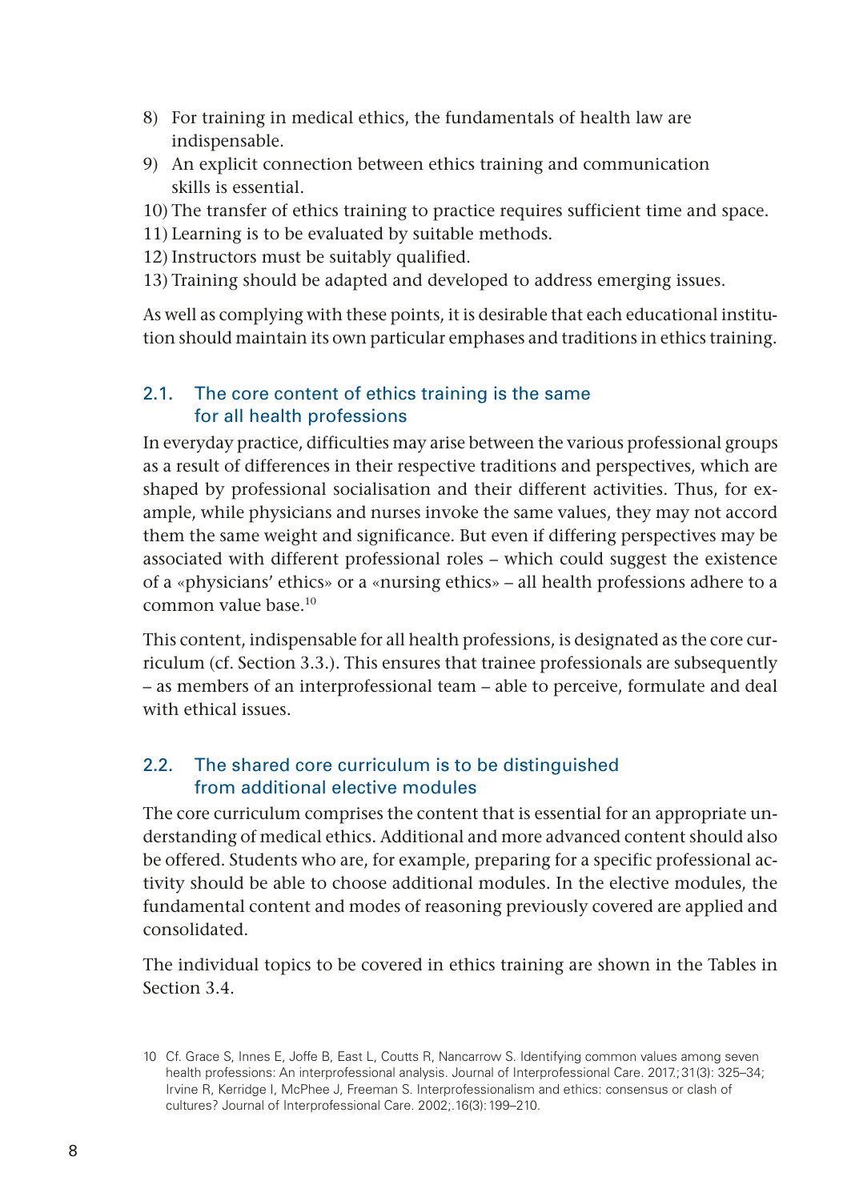8) For training in medical ethics, the fundamentals of health law are indispensable.
9) An explicit connection between ethics training and communication skills is essential.
10) The transfer of ethics training to practice requires sufficient time and space.
11) Learning is to be evaluated by suitable methods.
12) Instructors must be suitably qualified.
13) Training should be adapted and developed to address emerging issues.

As well as complying with these points, it is desirable that each educational institution should maintain its own particular emphases and traditions in ethics training.

## 2.1. The core content of ethics training is the same for all health professions

In everyday practice, difficulties may arise between the various professional groups as a result of differences in their respective traditions and perspectives, which are shaped by professional socialisation and their different activities. Thus, for example, while physicians and nurses invoke the same values, they may not accord them the same weight and significance. But even if differing perspectives may be associated with different professional roles – which could suggest the existence of a «physicians' ethics» or a «nursing ethics» – all health professions adhere to a common value base.[10]

This content, indispensable for all health professions, is designated as the core curriculum (cf. Section 3.3.). This ensures that trainee professionals are subsequently – as members of an interprofessional team – able to perceive, formulate and deal with ethical issues.

## 2.2. The shared core curriculum is to be distinguished from additional elective modules

The core curriculum comprises the content that is essential for an appropriate understanding of medical ethics. Additional and more advanced content should also be offered. Students who are, for example, preparing for a specific professional activity should be able to choose additional modules. In the elective modules, the fundamental content and modes of reasoning previously covered are applied and consolidated.

The individual topics to be covered in ethics training are shown in the Tables in Section 3.4.

10 Cf. Grace S, Innes E, Joffe B, East L, Coutts R, Nancarrow S. Identifying common values among seven health professions: An interprofessional analysis. Journal of Interprofessional Care. 2017.;31(3): 325–34; Irvine R, Kerridge I, McPhee J, Freeman S. Interprofessionalism and ethics: consensus or clash of cultures? Journal of Interprofessional Care. 2002;.16(3): 199–210.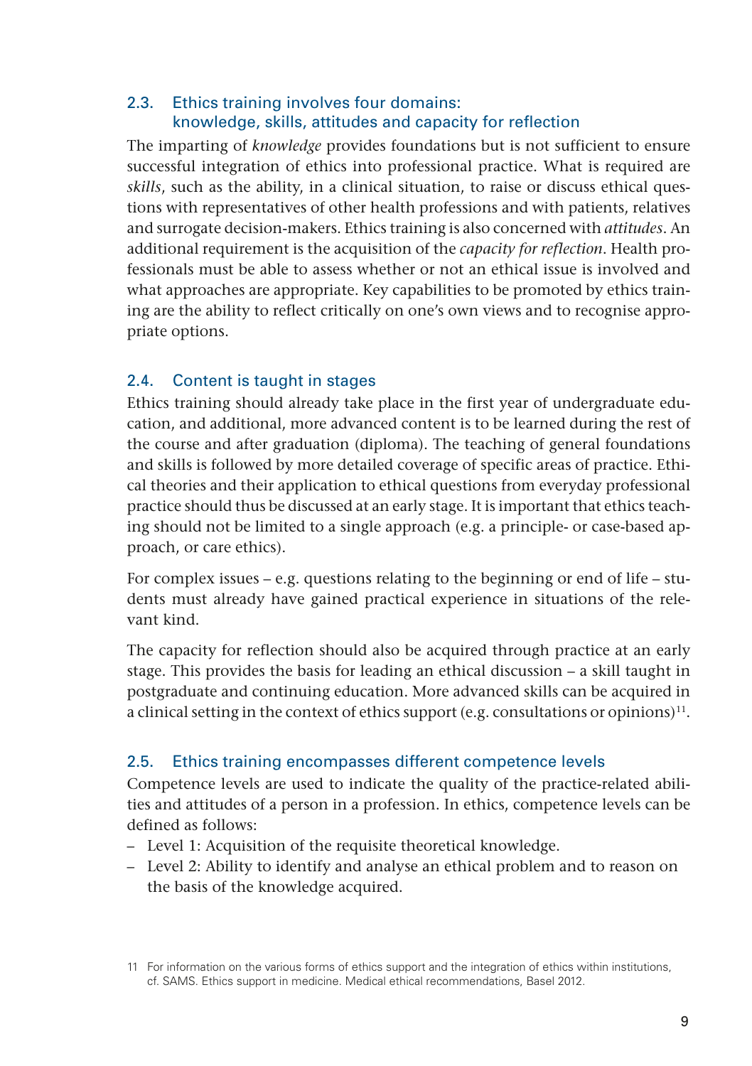## 2.3. Ethics training involves four domains: knowledge, skills, attitudes and capacity for reflection

The imparting of *knowledge* provides foundations but is not sufficient to ensure successful integration of ethics into professional practice. What is required are *skills*, such as the ability, in a clinical situation, to raise or discuss ethical questions with representatives of other health professions and with patients, relatives and surrogate decision-makers. Ethics training is also concerned with *attitudes*. An additional requirement is the acquisition of the *capacity for reflection*. Health professionals must be able to assess whether or not an ethical issue is involved and what approaches are appropriate. Key capabilities to be promoted by ethics training are the ability to reflect critically on one's own views and to recognise appropriate options.

## 2.4. Content is taught in stages

Ethics training should already take place in the first year of undergraduate education, and additional, more advanced content is to be learned during the rest of the course and after graduation (diploma). The teaching of general foundations and skills is followed by more detailed coverage of specific areas of practice. Ethical theories and their application to ethical questions from everyday professional practice should thus be discussed at an early stage. It is important that ethics teaching should not be limited to a single approach (e.g. a principle- or case-based approach, or care ethics).

For complex issues – e.g. questions relating to the beginning or end of life – students must already have gained practical experience in situations of the relevant kind.

The capacity for reflection should also be acquired through practice at an early stage. This provides the basis for leading an ethical discussion – a skill taught in postgraduate and continuing education. More advanced skills can be acquired in a clinical setting in the context of ethics support (e.g. consultations or opinions)[11].

## 2.5. Ethics training encompasses different competence levels

Competence levels are used to indicate the quality of the practice-related abilities and attitudes of a person in a profession. In ethics, competence levels can be defined as follows:

- Level 1: Acquisition of the requisite theoretical knowledge.
- Level 2: Ability to identify and analyse an ethical problem and to reason on the basis of the knowledge acquired.

11 For information on the various forms of ethics support and the integration of ethics within institutions, cf. SAMS. Ethics support in medicine. Medical ethical recommendations, Basel 2012.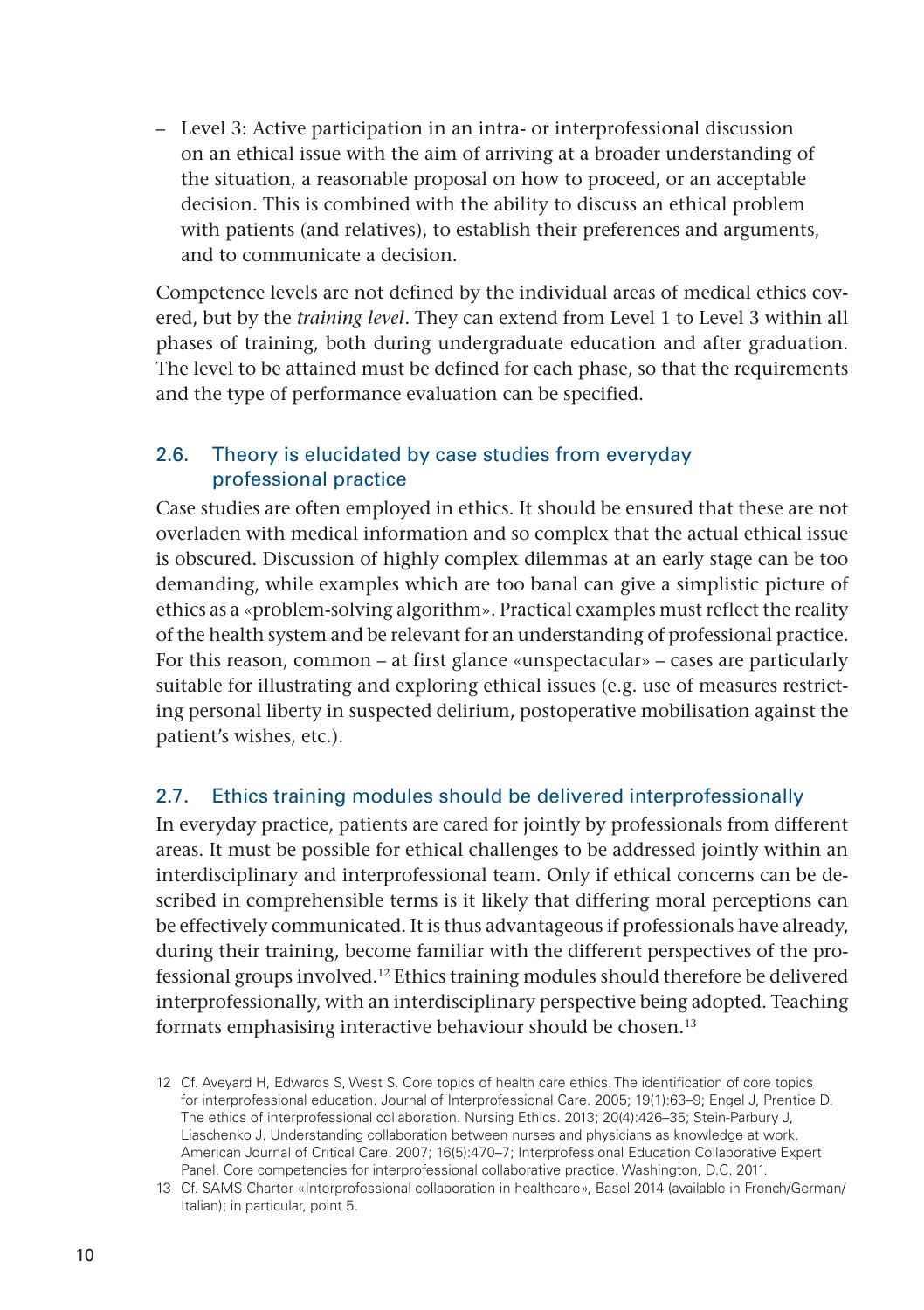– Level 3: Active participation in an intra- or interprofessional discussion on an ethical issue with the aim of arriving at a broader understanding of the situation, a reasonable proposal on how to proceed, or an acceptable decision. This is combined with the ability to discuss an ethical problem with patients (and relatives), to establish their preferences and arguments, and to communicate a decision.

Competence levels are not defined by the individual areas of medical ethics covered, but by the *training level*. They can extend from Level 1 to Level 3 within all phases of training, both during undergraduate education and after graduation. The level to be attained must be defined for each phase, so that the requirements and the type of performance evaluation can be specified.

### 2.6. Theory is elucidated by case studies from everyday professional practice

Case studies are often employed in ethics. It should be ensured that these are not overladen with medical information and so complex that the actual ethical issue is obscured. Discussion of highly complex dilemmas at an early stage can be too demanding, while examples which are too banal can give a simplistic picture of ethics as a «problem-solving algorithm». Practical examples must reflect the reality of the health system and be relevant for an understanding of professional practice. For this reason, common – at first glance «unspectacular» – cases are particularly suitable for illustrating and exploring ethical issues (e.g. use of measures restricting personal liberty in suspected delirium, postoperative mobilisation against the patient's wishes, etc.).

### 2.7. Ethics training modules should be delivered interprofessionally

In everyday practice, patients are cared for jointly by professionals from different areas. It must be possible for ethical challenges to be addressed jointly within an interdisciplinary and interprofessional team. Only if ethical concerns can be described in comprehensible terms is it likely that differing moral perceptions can be effectively communicated. It is thus advantageous if professionals have already, during their training, become familiar with the different perspectives of the professional groups involved.[12] Ethics training modules should therefore be delivered interprofessionally, with an interdisciplinary perspective being adopted. Teaching formats emphasising interactive behaviour should be chosen.[13]

12 Cf. Aveyard H, Edwards S, West S. Core topics of health care ethics. The identification of core topics for interprofessional education. Journal of Interprofessional Care. 2005; 19(1):63–9; Engel J, Prentice D. The ethics of interprofessional collaboration. Nursing Ethics. 2013; 20(4):426–35; Stein-Parbury J, Liaschenko J. Understanding collaboration between nurses and physicians as knowledge at work. American Journal of Critical Care. 2007; 16(5):470–7; Interprofessional Education Collaborative Expert Panel. Core competencies for interprofessional collaborative practice. Washington, D.C. 2011.

13 Cf. SAMS Charter «Interprofessional collaboration in healthcare», Basel 2014 (available in French/German/Italian); in particular, point 5.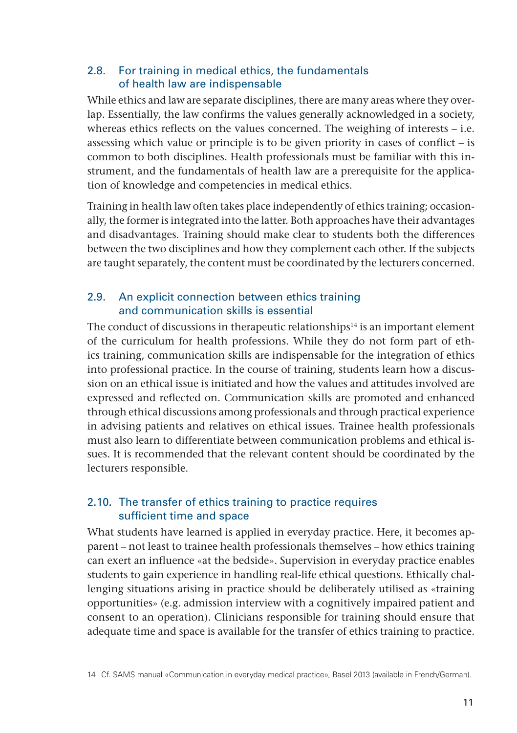### 2.8. For training in medical ethics, the fundamentals of health law are indispensable

While ethics and law are separate disciplines, there are many areas where they overlap. Essentially, the law confirms the values generally acknowledged in a society, whereas ethics reflects on the values concerned. The weighing of interests – i.e. assessing which value or principle is to be given priority in cases of conflict – is common to both disciplines. Health professionals must be familiar with this instrument, and the fundamentals of health law are a prerequisite for the application of knowledge and competencies in medical ethics.

Training in health law often takes place independently of ethics training; occasionally, the former is integrated into the latter. Both approaches have their advantages and disadvantages. Training should make clear to students both the differences between the two disciplines and how they complement each other. If the subjects are taught separately, the content must be coordinated by the lecturers concerned.

### 2.9. An explicit connection between ethics training and communication skills is essential

The conduct of discussions in therapeutic relationships[14] is an important element of the curriculum for health professions. While they do not form part of ethics training, communication skills are indispensable for the integration of ethics into professional practice. In the course of training, students learn how a discussion on an ethical issue is initiated and how the values and attitudes involved are expressed and reflected on. Communication skills are promoted and enhanced through ethical discussions among professionals and through practical experience in advising patients and relatives on ethical issues. Trainee health professionals must also learn to differentiate between communication problems and ethical issues. It is recommended that the relevant content should be coordinated by the lecturers responsible.

### 2.10. The transfer of ethics training to practice requires sufficient time and space

What students have learned is applied in everyday practice. Here, it becomes apparent – not least to trainee health professionals themselves – how ethics training can exert an influence «at the bedside». Supervision in everyday practice enables students to gain experience in handling real-life ethical questions. Ethically challenging situations arising in practice should be deliberately utilised as «training opportunities» (e.g. admission interview with a cognitively impaired patient and consent to an operation). Clinicians responsible for training should ensure that adequate time and space is available for the transfer of ethics training to practice.

14 Cf. SAMS manual «Communication in everyday medical practice», Basel 2013 (available in French/German).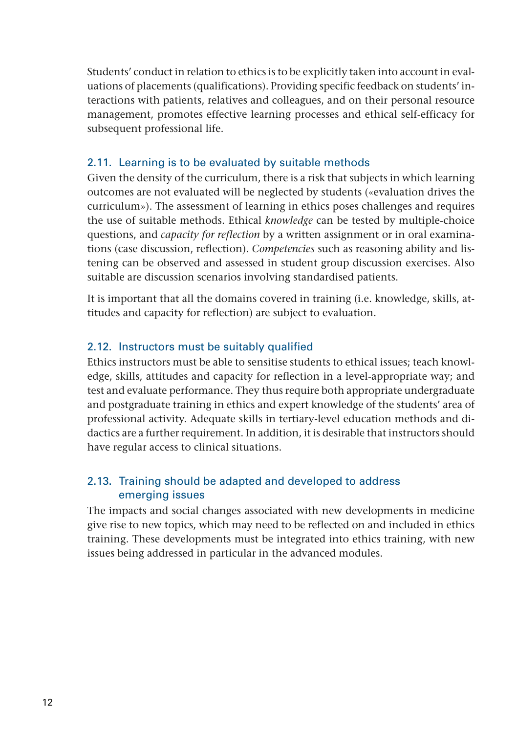Students' conduct in relation to ethics is to be explicitly taken into account in evaluations of placements (qualifications). Providing specific feedback on students' interactions with patients, relatives and colleagues, and on their personal resource management, promotes effective learning processes and ethical self-efficacy for subsequent professional life.

### 2.11. Learning is to be evaluated by suitable methods

Given the density of the curriculum, there is a risk that subjects in which learning outcomes are not evaluated will be neglected by students («evaluation drives the curriculum»). The assessment of learning in ethics poses challenges and requires the use of suitable methods. Ethical *knowledge* can be tested by multiple-choice questions, and *capacity for reflection* by a written assignment or in oral examinations (case discussion, reflection). *Competencies* such as reasoning ability and listening can be observed and assessed in student group discussion exercises. Also suitable are discussion scenarios involving standardised patients.

It is important that all the domains covered in training (i.e. knowledge, skills, attitudes and capacity for reflection) are subject to evaluation.

### 2.12. Instructors must be suitably qualified

Ethics instructors must be able to sensitise students to ethical issues; teach knowledge, skills, attitudes and capacity for reflection in a level-appropriate way; and test and evaluate performance. They thus require both appropriate undergraduate and postgraduate training in ethics and expert knowledge of the students' area of professional activity. Adequate skills in tertiary-level education methods and didactics are a further requirement. In addition, it is desirable that instructors should have regular access to clinical situations.

### 2.13. Training should be adapted and developed to address emerging issues

The impacts and social changes associated with new developments in medicine give rise to new topics, which may need to be reflected on and included in ethics training. These developments must be integrated into ethics training, with new issues being addressed in particular in the advanced modules.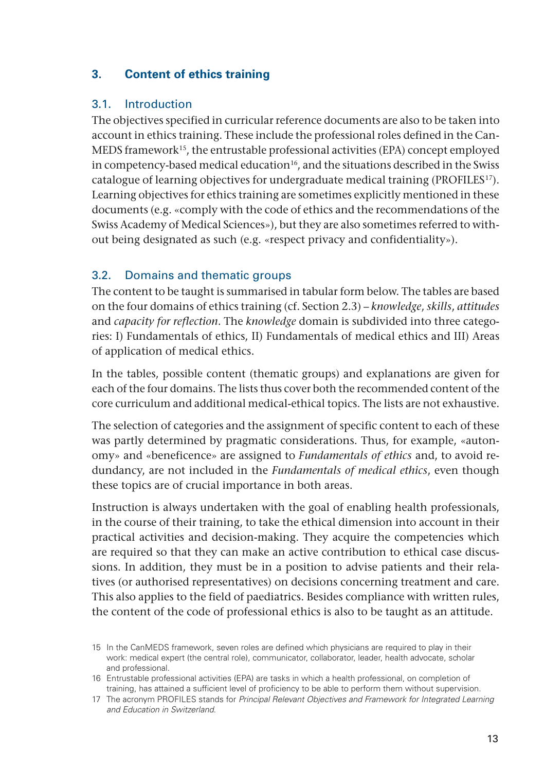## 3. Content of ethics training

### 3.1. Introduction

The objectives specified in curricular reference documents are also to be taken into account in ethics training. These include the professional roles defined in the CanMEDS framework[15], the entrustable professional activities (EPA) concept employed in competency-based medical education[16], and the situations described in the Swiss catalogue of learning objectives for undergraduate medical training (PROFILES[17]). Learning objectives for ethics training are sometimes explicitly mentioned in these documents (e.g. «comply with the code of ethics and the recommendations of the Swiss Academy of Medical Sciences»), but they are also sometimes referred to without being designated as such (e.g. «respect privacy and confidentiality»).

### 3.2. Domains and thematic groups

The content to be taught is summarised in tabular form below. The tables are based on the four domains of ethics training (cf. Section 2.3) – *knowledge*, *skills*, *attitudes* and *capacity for reflection*. The *knowledge* domain is subdivided into three categories: I) Fundamentals of ethics, II) Fundamentals of medical ethics and III) Areas of application of medical ethics.

In the tables, possible content (thematic groups) and explanations are given for each of the four domains. The lists thus cover both the recommended content of the core curriculum and additional medical-ethical topics. The lists are not exhaustive.

The selection of categories and the assignment of specific content to each of these was partly determined by pragmatic considerations. Thus, for example, «autonomy» and «beneficence» are assigned to *Fundamentals of ethics* and, to avoid redundancy, are not included in the *Fundamentals of medical ethics*, even though these topics are of crucial importance in both areas.

Instruction is always undertaken with the goal of enabling health professionals, in the course of their training, to take the ethical dimension into account in their practical activities and decision-making. They acquire the competencies which are required so that they can make an active contribution to ethical case discussions. In addition, they must be in a position to advise patients and their relatives (or authorised representatives) on decisions concerning treatment and care. This also applies to the field of paediatrics. Besides compliance with written rules, the content of the code of professional ethics is also to be taught as an attitude.

---

15 In the CanMEDS framework, seven roles are defined which physicians are required to play in their work: medical expert (the central role), communicator, collaborator, leader, health advocate, scholar and professional.

16 Entrustable professional activities (EPA) are tasks in which a health professional, on completion of training, has attained a sufficient level of proficiency to be able to perform them without supervision.

17 The acronym PROFILES stands for *Principal Relevant Objectives and Framework for Integrated Learning and Education in Switzerland*.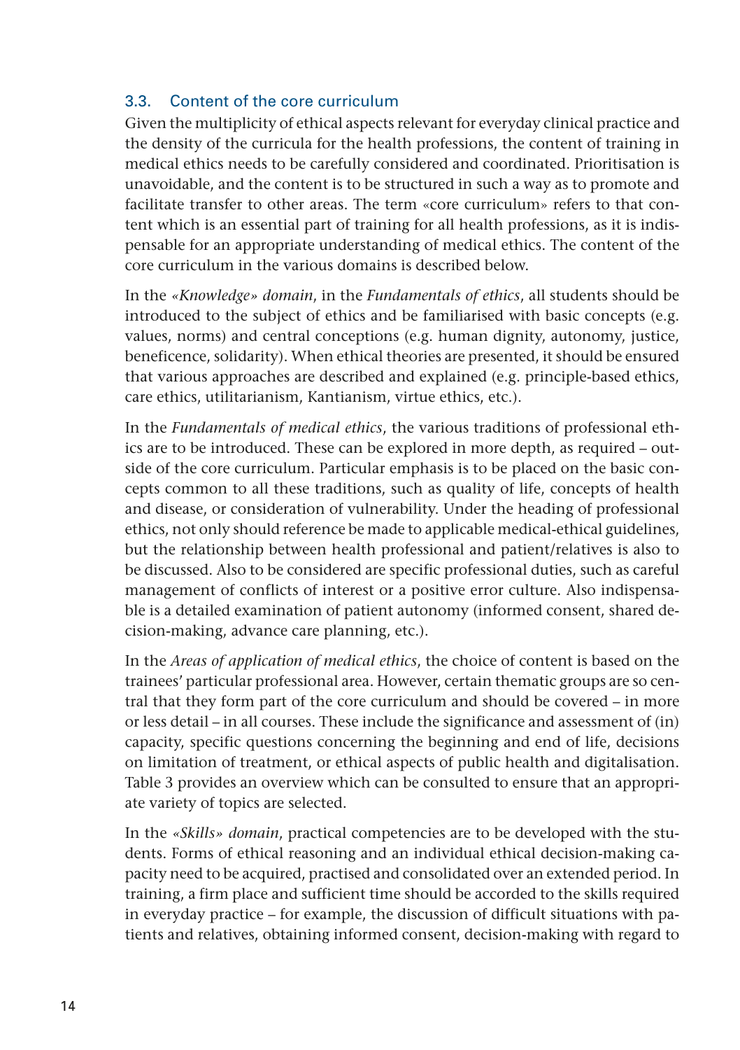### 3.3. Content of the core curriculum

Given the multiplicity of ethical aspects relevant for everyday clinical practice and the density of the curricula for the health professions, the content of training in medical ethics needs to be carefully considered and coordinated. Prioritisation is unavoidable, and the content is to be structured in such a way as to promote and facilitate transfer to other areas. The term «core curriculum» refers to that content which is an essential part of training for all health professions, as it is indispensable for an appropriate understanding of medical ethics. The content of the core curriculum in the various domains is described below.

In the *«Knowledge» domain*, in the *Fundamentals of ethics*, all students should be introduced to the subject of ethics and be familiarised with basic concepts (e.g. values, norms) and central conceptions (e.g. human dignity, autonomy, justice, beneficence, solidarity). When ethical theories are presented, it should be ensured that various approaches are described and explained (e.g. principle-based ethics, care ethics, utilitarianism, Kantianism, virtue ethics, etc.).

In the *Fundamentals of medical ethics*, the various traditions of professional ethics are to be introduced. These can be explored in more depth, as required – outside of the core curriculum. Particular emphasis is to be placed on the basic concepts common to all these traditions, such as quality of life, concepts of health and disease, or consideration of vulnerability. Under the heading of professional ethics, not only should reference be made to applicable medical-ethical guidelines, but the relationship between health professional and patient/relatives is also to be discussed. Also to be considered are specific professional duties, such as careful management of conflicts of interest or a positive error culture. Also indispensable is a detailed examination of patient autonomy (informed consent, shared decision-making, advance care planning, etc.).

In the *Areas of application of medical ethics*, the choice of content is based on the trainees' particular professional area. However, certain thematic groups are so central that they form part of the core curriculum and should be covered – in more or less detail – in all courses. These include the significance and assessment of (in) capacity, specific questions concerning the beginning and end of life, decisions on limitation of treatment, or ethical aspects of public health and digitalisation. Table 3 provides an overview which can be consulted to ensure that an appropriate variety of topics are selected.

In the *«Skills» domain*, practical competencies are to be developed with the students. Forms of ethical reasoning and an individual ethical decision-making capacity need to be acquired, practised and consolidated over an extended period. In training, a firm place and sufficient time should be accorded to the skills required in everyday practice – for example, the discussion of difficult situations with patients and relatives, obtaining informed consent, decision-making with regard to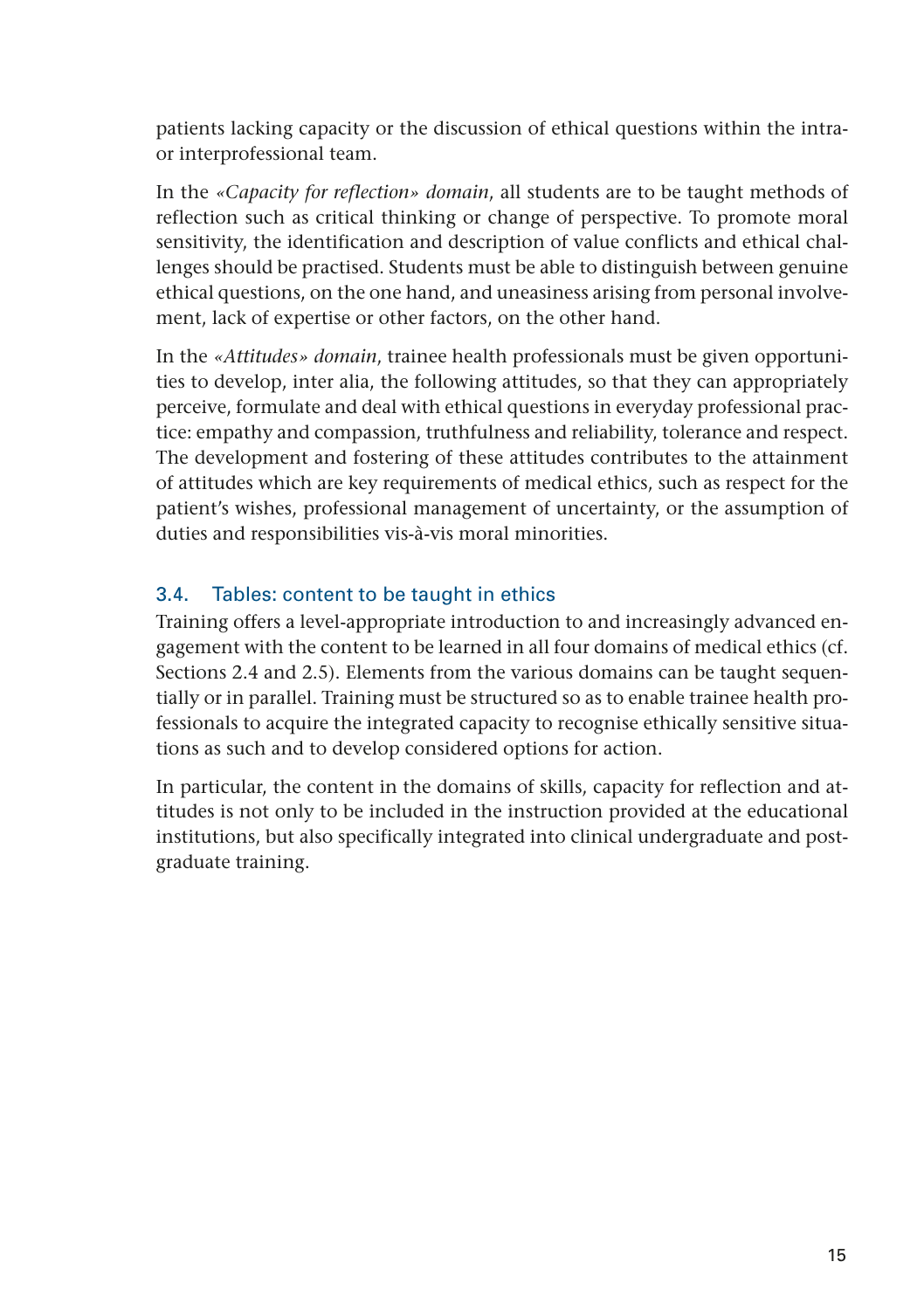patients lacking capacity or the discussion of ethical questions within the intra- or interprofessional team.

In the *«Capacity for reflection» domain*, all students are to be taught methods of reflection such as critical thinking or change of perspective. To promote moral sensitivity, the identification and description of value conflicts and ethical challenges should be practised. Students must be able to distinguish between genuine ethical questions, on the one hand, and uneasiness arising from personal involvement, lack of expertise or other factors, on the other hand.

In the *«Attitudes» domain*, trainee health professionals must be given opportunities to develop, inter alia, the following attitudes, so that they can appropriately perceive, formulate and deal with ethical questions in everyday professional practice: empathy and compassion, truthfulness and reliability, tolerance and respect. The development and fostering of these attitudes contributes to the attainment of attitudes which are key requirements of medical ethics, such as respect for the patient's wishes, professional management of uncertainty, or the assumption of duties and responsibilities vis-à-vis moral minorities.

### 3.4. Tables: content to be taught in ethics

Training offers a level-appropriate introduction to and increasingly advanced engagement with the content to be learned in all four domains of medical ethics (cf. Sections 2.4 and 2.5). Elements from the various domains can be taught sequentially or in parallel. Training must be structured so as to enable trainee health professionals to acquire the integrated capacity to recognise ethically sensitive situations as such and to develop considered options for action.

In particular, the content in the domains of skills, capacity for reflection and attitudes is not only to be included in the instruction provided at the educational institutions, but also specifically integrated into clinical undergraduate and postgraduate training.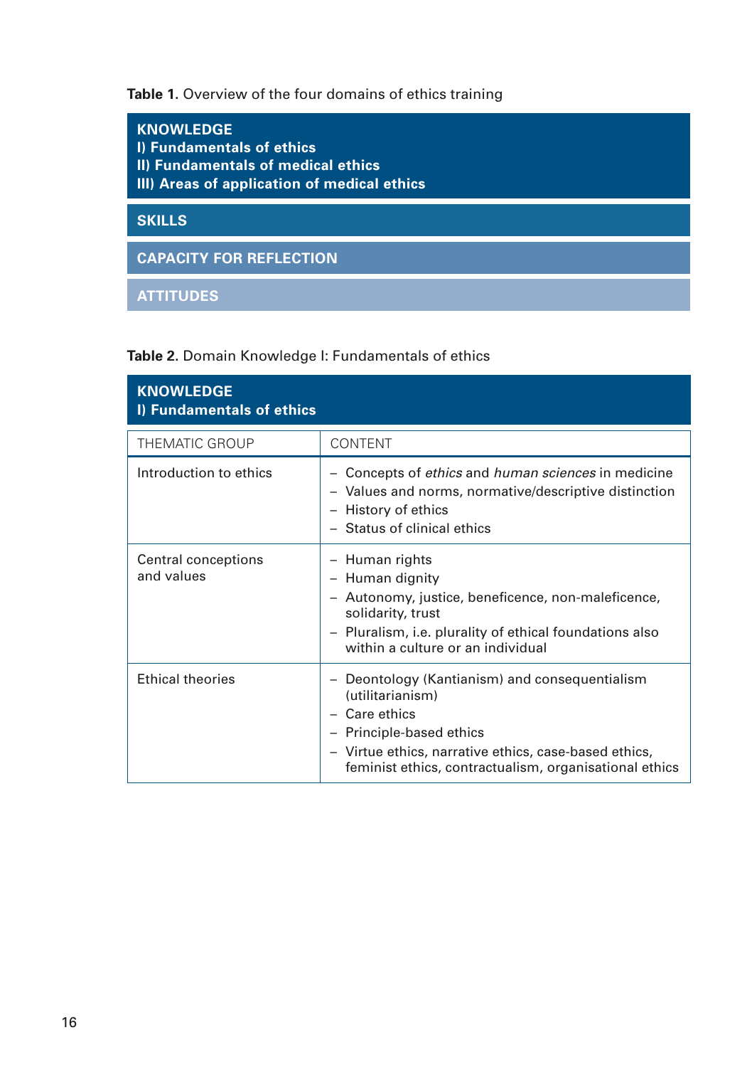**Table 1.** Overview of the four domains of ethics training

| **KNOWLEDGE**<br>**I) Fundamentals of ethics**<br>**II) Fundamentals of medical ethics**<br>**III) Areas of application of medical ethics** |
|---|
| **SKILLS** |
| **CAPACITY FOR REFLECTION** |
| **ATTITUDES** |

**Table 2.** Domain Knowledge I: Fundamentals of ethics

| **KNOWLEDGE**<br>**I) Fundamentals of ethics** | |
|---|---|
| THEMATIC GROUP | CONTENT |
| Introduction to ethics | – Concepts of *ethics* and *human sciences* in medicine<br>– Values and norms, normative/descriptive distinction<br>– History of ethics<br>– Status of clinical ethics |
| Central conceptions and values | – Human rights<br>– Human dignity<br>– Autonomy, justice, beneficence, non-maleficence, solidarity, trust<br>– Pluralism, i.e. plurality of ethical foundations also within a culture or an individual |
| Ethical theories | – Deontology (Kantianism) and consequentialism (utilitarianism)<br>– Care ethics<br>– Principle-based ethics<br>– Virtue ethics, narrative ethics, case-based ethics, feminist ethics, contractualism, organisational ethics |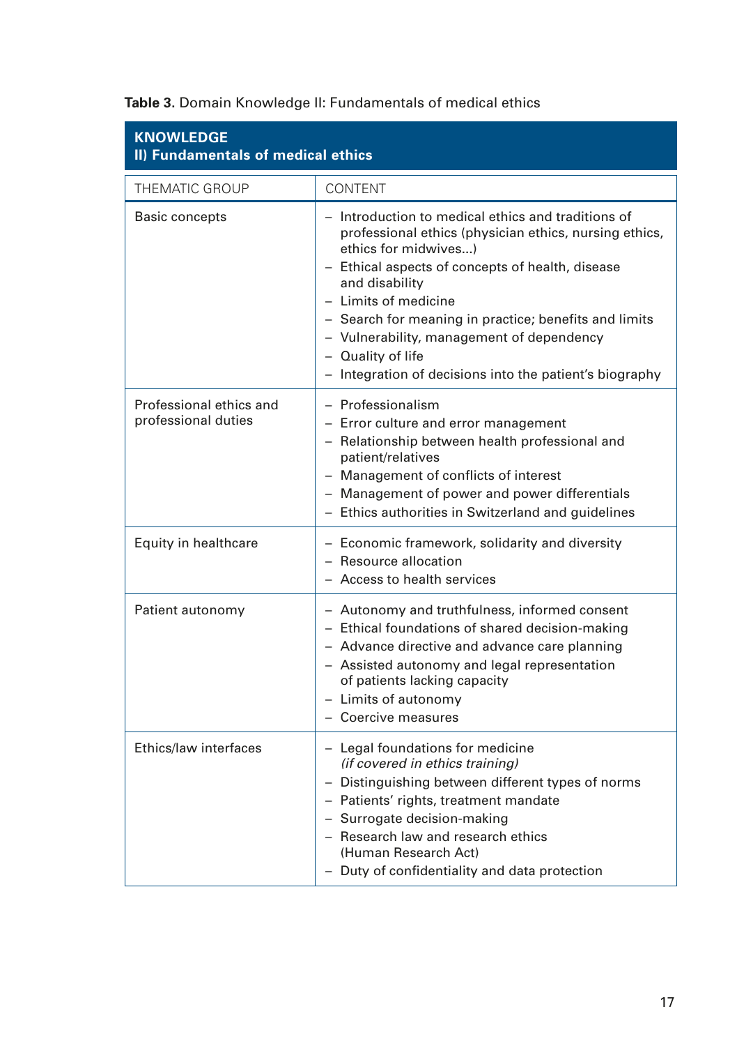**Table 3.** Domain Knowledge II: Fundamentals of medical ethics

| **KNOWLEDGE<br>II) Fundamentals of medical ethics** | |
|---|---|
| THEMATIC GROUP | CONTENT |
| Basic concepts | – Introduction to medical ethics and traditions of professional ethics (physician ethics, nursing ethics, ethics for midwives...)<br>– Ethical aspects of concepts of health, disease and disability<br>– Limits of medicine<br>– Search for meaning in practice; benefits and limits<br>– Vulnerability, management of dependency<br>– Quality of life<br>– Integration of decisions into the patient's biography |
| Professional ethics and professional duties | – Professionalism<br>– Error culture and error management<br>– Relationship between health professional and patient/relatives<br>– Management of conflicts of interest<br>– Management of power and power differentials<br>– Ethics authorities in Switzerland and guidelines |
| Equity in healthcare | – Economic framework, solidarity and diversity<br>– Resource allocation<br>– Access to health services |
| Patient autonomy | – Autonomy and truthfulness, informed consent<br>– Ethical foundations of shared decision-making<br>– Advance directive and advance care planning<br>– Assisted autonomy and legal representation of patients lacking capacity<br>– Limits of autonomy<br>– Coercive measures |
| Ethics/law interfaces | – Legal foundations for medicine *(if covered in ethics training)*<br>– Distinguishing between different types of norms<br>– Patients' rights, treatment mandate<br>– Surrogate decision-making<br>– Research law and research ethics (Human Research Act)<br>– Duty of confidentiality and data protection |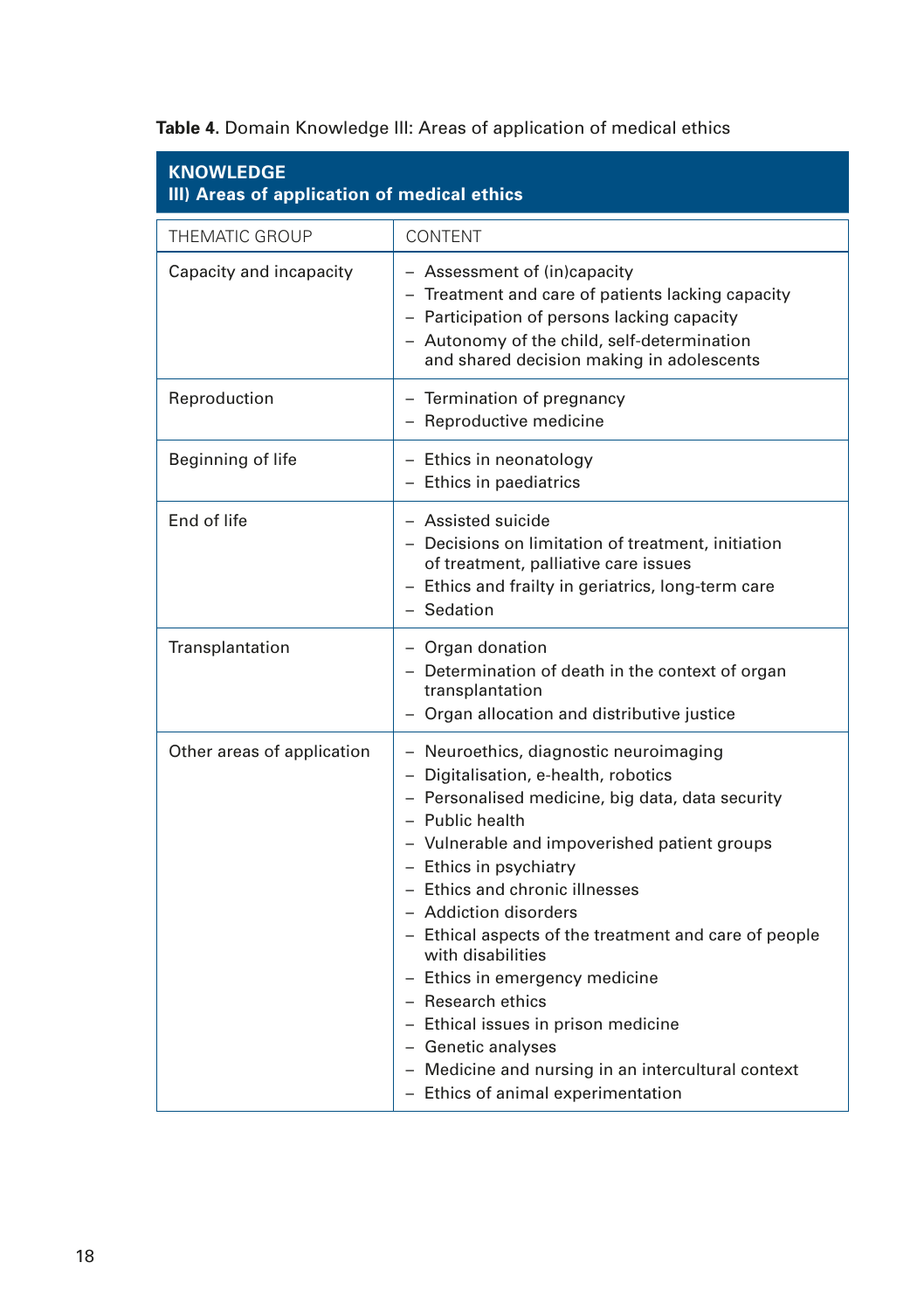**Table 4.** Domain Knowledge III: Areas of application of medical ethics

| **KNOWLEDGE**<br>**III) Areas of application of medical ethics** | |
|---|---|
| THEMATIC GROUP | CONTENT |
| Capacity and incapacity | – Assessment of (in)capacity<br>– Treatment and care of patients lacking capacity<br>– Participation of persons lacking capacity<br>– Autonomy of the child, self-determination and shared decision making in adolescents |
| Reproduction | – Termination of pregnancy<br>– Reproductive medicine |
| Beginning of life | – Ethics in neonatology<br>– Ethics in paediatrics |
| End of life | – Assisted suicide<br>– Decisions on limitation of treatment, initiation of treatment, palliative care issues<br>– Ethics and frailty in geriatrics, long-term care<br>– Sedation |
| Transplantation | – Organ donation<br>– Determination of death in the context of organ transplantation<br>– Organ allocation and distributive justice |
| Other areas of application | – Neuroethics, diagnostic neuroimaging<br>– Digitalisation, e-health, robotics<br>– Personalised medicine, big data, data security<br>– Public health<br>– Vulnerable and impoverished patient groups<br>– Ethics in psychiatry<br>– Ethics and chronic illnesses<br>– Addiction disorders<br>– Ethical aspects of the treatment and care of people with disabilities<br>– Ethics in emergency medicine<br>– Research ethics<br>– Ethical issues in prison medicine<br>– Genetic analyses<br>– Medicine and nursing in an intercultural context<br>– Ethics of animal experimentation |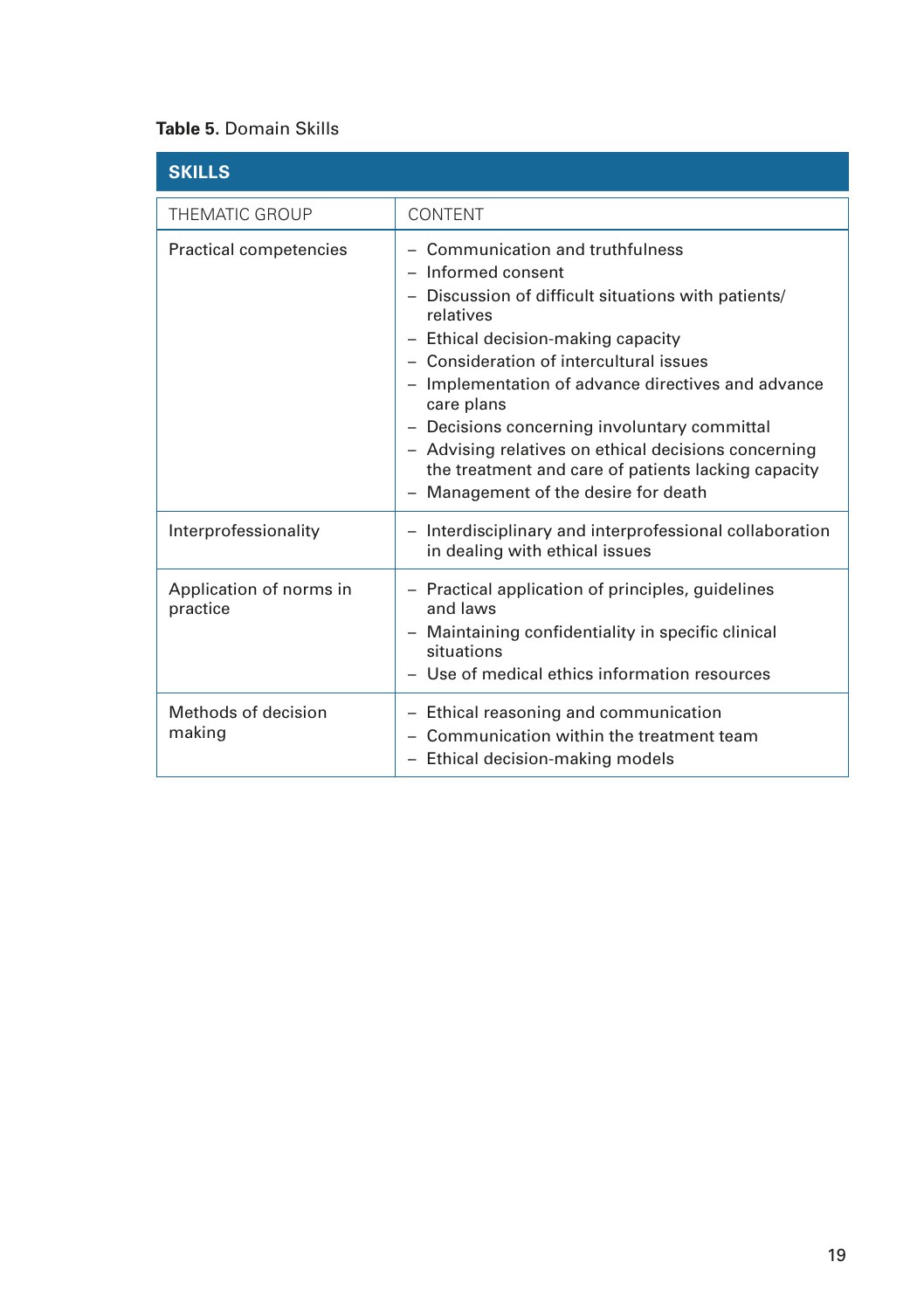**Table 5.** Domain Skills

| SKILLS | |
|---|---|
| THEMATIC GROUP | CONTENT |
| Practical competencies | – Communication and truthfulness<br>– Informed consent<br>– Discussion of difficult situations with patients/ relatives<br>– Ethical decision-making capacity<br>– Consideration of intercultural issues<br>– Implementation of advance directives and advance care plans<br>– Decisions concerning involuntary committal<br>– Advising relatives on ethical decisions concerning the treatment and care of patients lacking capacity<br>– Management of the desire for death |
| Interprofessionality | – Interdisciplinary and interprofessional collaboration in dealing with ethical issues |
| Application of norms in practice | – Practical application of principles, guidelines and laws<br>– Maintaining confidentiality in specific clinical situations<br>– Use of medical ethics information resources |
| Methods of decision making | – Ethical reasoning and communication<br>– Communication within the treatment team<br>– Ethical decision-making models |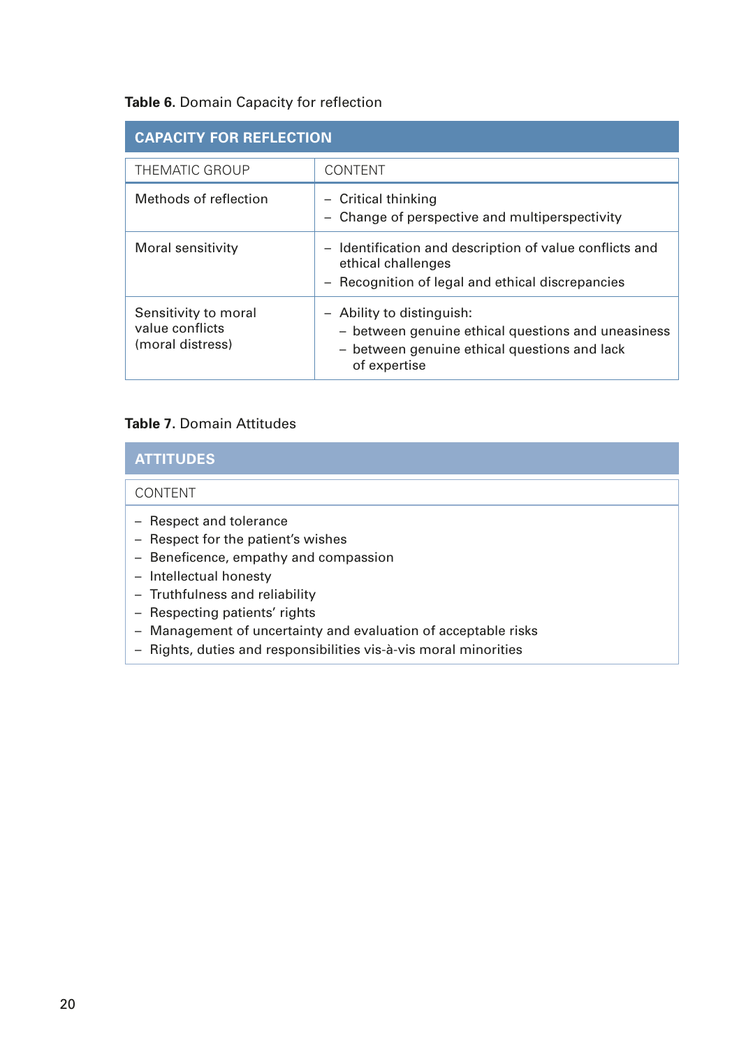**Table 6.** Domain Capacity for reflection

| CAPACITY FOR REFLECTION | |
|---|---|
| THEMATIC GROUP | CONTENT |
| Methods of reflection | – Critical thinking<br>– Change of perspective and multiperspectivity |
| Moral sensitivity | – Identification and description of value conflicts and ethical challenges<br>– Recognition of legal and ethical discrepancies |
| Sensitivity to moral value conflicts (moral distress) | – Ability to distinguish:<br>  – between genuine ethical questions and uneasiness<br>  – between genuine ethical questions and lack of expertise |

**Table 7.** Domain Attitudes

| ATTITUDES |
|---|
| CONTENT |
| – Respect and tolerance<br>– Respect for the patient's wishes<br>– Beneficence, empathy and compassion<br>– Intellectual honesty<br>– Truthfulness and reliability<br>– Respecting patients' rights<br>– Management of uncertainty and evaluation of acceptable risks<br>– Rights, duties and responsibilities vis-à-vis moral minorities |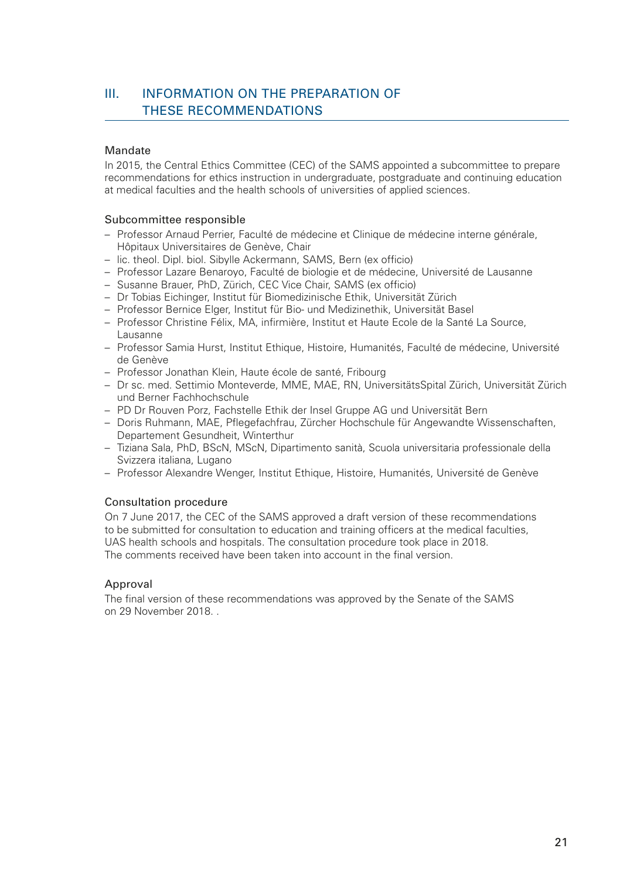## III. INFORMATION ON THE PREPARATION OF THESE RECOMMENDATIONS

### Mandate

In 2015, the Central Ethics Committee (CEC) of the SAMS appointed a subcommittee to prepare recommendations for ethics instruction in undergraduate, postgraduate and continuing education at medical faculties and the health schools of universities of applied sciences.

### Subcommittee responsible

- Professor Arnaud Perrier, Faculté de médecine et Clinique de médecine interne générale, Hôpitaux Universitaires de Genève, Chair
- lic. theol. Dipl. biol. Sibylle Ackermann, SAMS, Bern (ex officio)
- Professor Lazare Benaroyo, Faculté de biologie et de médecine, Université de Lausanne
- Susanne Brauer, PhD, Zürich, CEC Vice Chair, SAMS (ex officio)
- Dr Tobias Eichinger, Institut für Biomedizinische Ethik, Universität Zürich
- Professor Bernice Elger, Institut für Bio- und Medizinethik, Universität Basel
- Professor Christine Félix, MA, infirmière, Institut et Haute Ecole de la Santé La Source, Lausanne
- Professor Samia Hurst, Institut Ethique, Histoire, Humanités, Faculté de médecine, Université de Genève
- Professor Jonathan Klein, Haute école de santé, Fribourg
- Dr sc. med. Settimio Monteverde, MME, MAE, RN, UniversitätsSpital Zürich, Universität Zürich und Berner Fachhochschule
- PD Dr Rouven Porz, Fachstelle Ethik der Insel Gruppe AG und Universität Bern
- Doris Ruhmann, MAE, Pflegefachfrau, Zürcher Hochschule für Angewandte Wissenschaften, Departement Gesundheit, Winterthur
- Tiziana Sala, PhD, BScN, MScN, Dipartimento sanità, Scuola universitaria professionale della Svizzera italiana, Lugano
- Professor Alexandre Wenger, Institut Ethique, Histoire, Humanités, Université de Genève

### Consultation procedure

On 7 June 2017, the CEC of the SAMS approved a draft version of these recommendations to be submitted for consultation to education and training officers at the medical faculties, UAS health schools and hospitals. The consultation procedure took place in 2018. The comments received have been taken into account in the final version.

### Approval

The final version of these recommendations was approved by the Senate of the SAMS on 29 November 2018. .